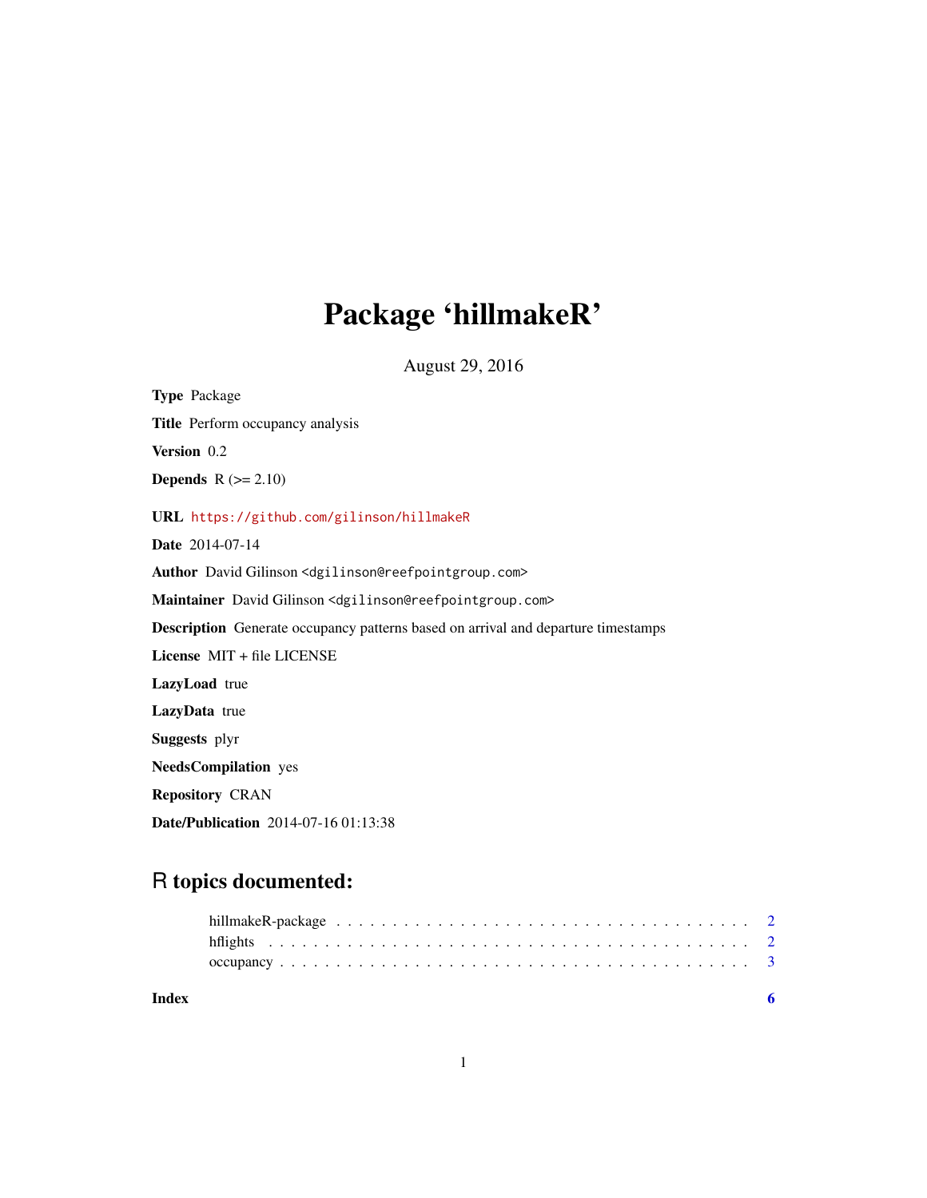# Package 'hillmakeR'

August 29, 2016

**Type** Package

**Title** Perform occupancy analysis

**Version** 0.2

**Depends** R (>= 2.10)

**URL** https://github.com/gilinson/hillmakeR

**Date** 2014-07-14

**Author** David Gilinson <dgilinson@reefpointgroup.com>

**Maintainer** David Gilinson <dgilinson@reefpointgroup.com>

**Description** Generate occupancy patterns based on arrival and departure timestamps

**License** MIT + file LICENSE

**LazyLoad** true

**LazyData** true

**Suggests** plyr

**NeedsCompilation** yes

**Repository** CRAN

**Date/Publication** 2014-07-16 01:13:38

## R topics documented:

hillmakeR-package . . . . . . . . . . . . . . . . . . . . . . . . . . . . . . . . . . . . . 2
hflights . . . . . . . . . . . . . . . . . . . . . . . . . . . . . . . . . . . . . . . . . . . 2
occupancy . . . . . . . . . . . . . . . . . . . . . . . . . . . . . . . . . . . . . . . . . . 3

**Index** **6**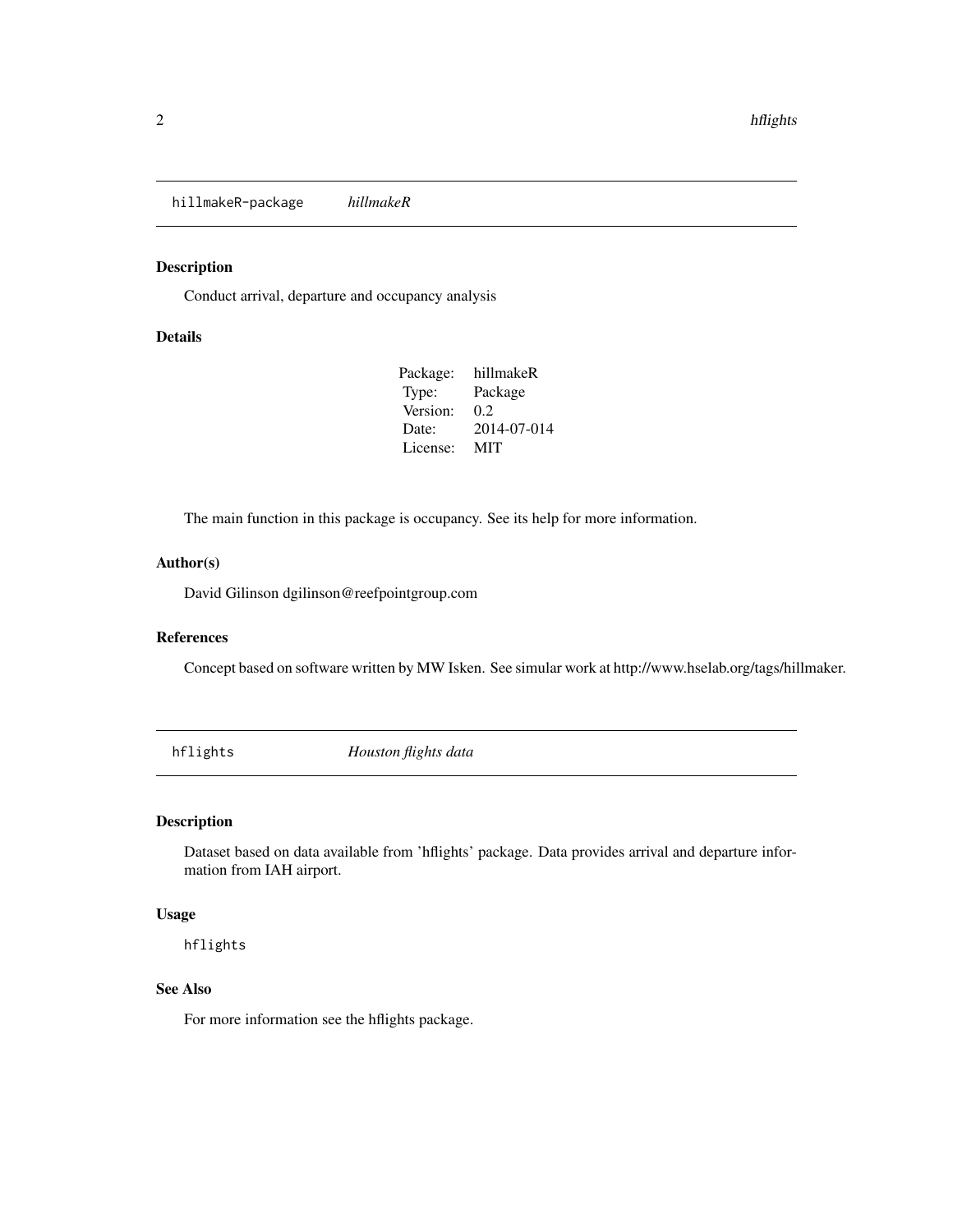## hillmakeR-package *hillmakeR*

### Description

Conduct arrival, departure and occupancy analysis

### Details

| | |
|---|---|
| Package: | hillmakeR |
| Type: | Package |
| Version: | 0.2 |
| Date: | 2014-07-014 |
| License: | MIT |

The main function in this package is occupancy. See its help for more information.

### Author(s)

David Gilinson dgilinson@reefpointgroup.com

### References

Concept based on software written by MW Isken. See simular work at http://www.hselab.org/tags/hillmaker.

## hflights *Houston flights data*

### Description

Dataset based on data available from 'hflights' package. Data provides arrival and departure information from IAH airport.

### Usage

```
hflights
```

### See Also

For more information see the hflights package.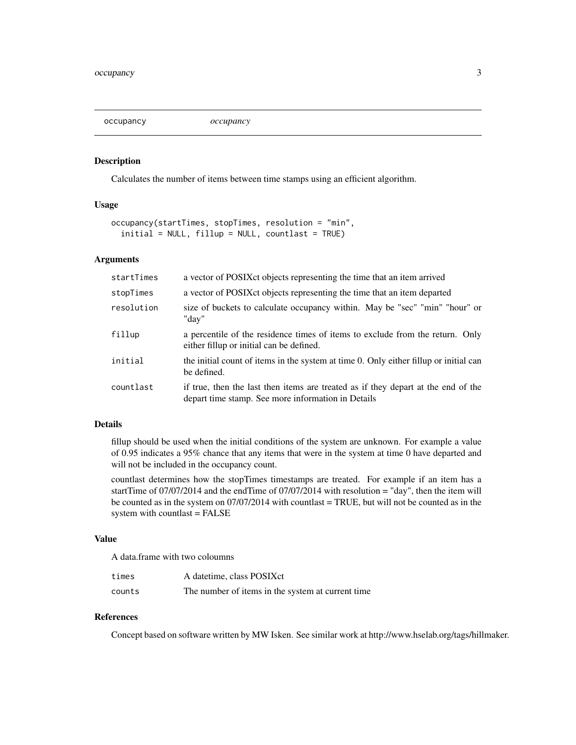# occupancy *occupancy*

## Description

Calculates the number of items between time stamps using an efficient algorithm.

## Usage

```
occupancy(startTimes, stopTimes, resolution = "min",
  initial = NULL, fillup = NULL, countlast = TRUE)
```

## Arguments

| | |
|---|---|
| startTimes | a vector of POSIXct objects representing the time that an item arrived |
| stopTimes | a vector of POSIXct objects representing the time that an item departed |
| resolution | size of buckets to calculate occupancy within. May be "sec" "min" "hour" or "day" |
| fillup | a percentile of the residence times of items to exclude from the return. Only either fillup or initial can be defined. |
| initial | the initial count of items in the system at time 0. Only either fillup or initial can be defined. |
| countlast | if true, then the last then items are treated as if they depart at the end of the depart time stamp. See more information in Details |

## Details

fillup should be used when the initial conditions of the system are unknown. For example a value of 0.95 indicates a 95% chance that any items that were in the system at time 0 have departed and will not be included in the occupancy count.

countlast determines how the stopTimes timestamps are treated. For example if an item has a startTime of 07/07/2014 and the endTime of 07/07/2014 with resolution = "day", then the item will be counted as in the system on 07/07/2014 with countlast = TRUE, but will not be counted as in the system with countlast = FALSE

## Value

A data.frame with two coloumns

| | |
|---|---|
| times | A datetime, class POSIXct |
| counts | The number of items in the system at current time |

## References

Concept based on software written by MW Isken. See similar work at http://www.hselab.org/tags/hillmaker.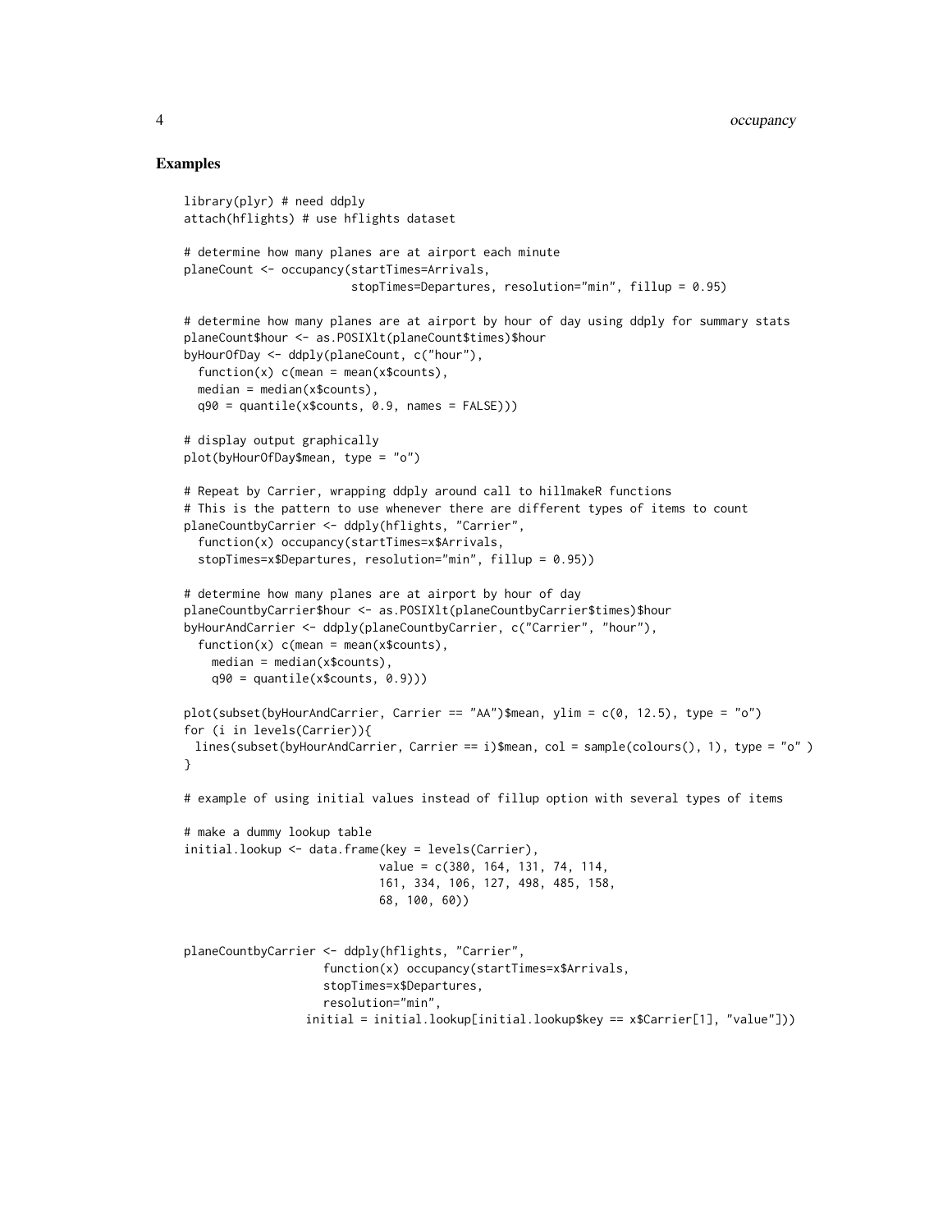## Examples

```
library(plyr) # need ddply
attach(hflights) # use hflights dataset

# determine how many planes are at airport each minute
planeCount <- occupancy(startTimes=Arrivals,
                        stopTimes=Departures, resolution="min", fillup = 0.95)

# determine how many planes are at airport by hour of day using ddply for summary stats
planeCount$hour <- as.POSIXlt(planeCount$times)$hour
byHourOfDay <- ddply(planeCount, c("hour"),
  function(x) c(mean = mean(x$counts),
  median = median(x$counts),
  q90 = quantile(x$counts, 0.9, names = FALSE)))

# display output graphically
plot(byHourOfDay$mean, type = "o")

# Repeat by Carrier, wrapping ddply around call to hillmakeR functions
# This is the pattern to use whenever there are different types of items to count
planeCountbyCarrier <- ddply(hflights, "Carrier",
  function(x) occupancy(startTimes=x$Arrivals,
  stopTimes=x$Departures, resolution="min", fillup = 0.95))

# determine how many planes are at airport by hour of day
planeCountbyCarrier$hour <- as.POSIXlt(planeCountbyCarrier$times)$hour
byHourAndCarrier <- ddply(planeCountbyCarrier, c("Carrier", "hour"),
  function(x) c(mean = mean(x$counts),
    median = median(x$counts),
    q90 = quantile(x$counts, 0.9)))

plot(subset(byHourAndCarrier, Carrier == "AA")$mean, ylim = c(0, 12.5), type = "o")
for (i in levels(Carrier)){
 lines(subset(byHourAndCarrier, Carrier == i)$mean, col = sample(colours(), 1), type = "o" )
}

# example of using initial values instead of fillup option with several types of items

# make a dummy lookup table
initial.lookup <- data.frame(key = levels(Carrier),
                            value = c(380, 164, 131, 74, 114,
                            161, 334, 106, 127, 498, 485, 158,
                            68, 100, 60))


planeCountbyCarrier <- ddply(hflights, "Carrier",
                    function(x) occupancy(startTimes=x$Arrivals,
                    stopTimes=x$Departures,
                    resolution="min",
                  initial = initial.lookup[initial.lookup$key == x$Carrier[1], "value"]))
```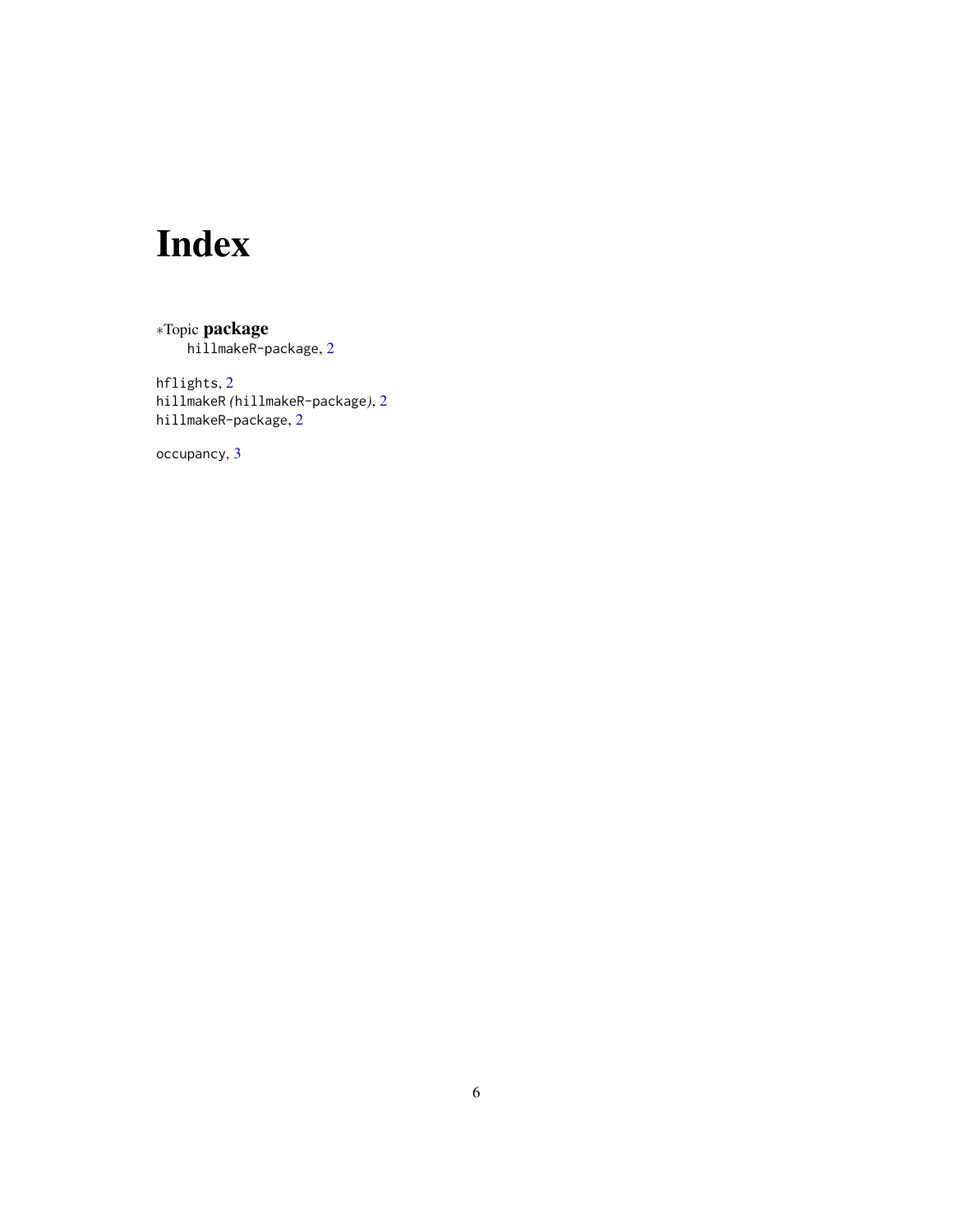# Index

*Topic **package**
    hillmakeR-package, 2

hflights, 2
hillmakeR (hillmakeR-package), 2
hillmakeR-package, 2

occupancy, 3